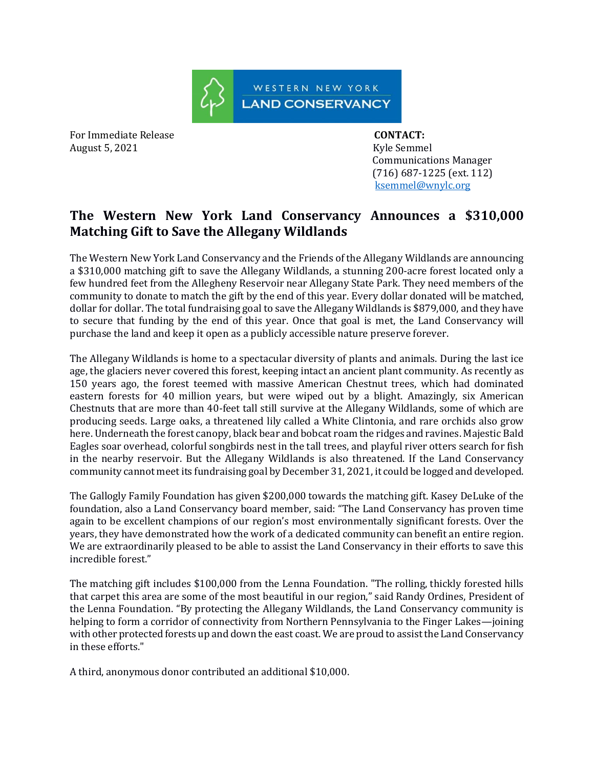WESTERN NEW YORK
LAND CONSERVANCY

For Immediate Release
August 5, 2021

**CONTACT:**
Kyle Semmel
Communications Manager
(716) 687-1225 (ext. 112)
ksemmel@wnylc.org

## The Western New York Land Conservancy Announces a $310,000 Matching Gift to Save the Allegany Wildlands

The Western New York Land Conservancy and the Friends of the Allegany Wildlands are announcing a $310,000 matching gift to save the Allegany Wildlands, a stunning 200-acre forest located only a few hundred feet from the Allegheny Reservoir near Allegany State Park. They need members of the community to donate to match the gift by the end of this year. Every dollar donated will be matched, dollar for dollar. The total fundraising goal to save the Allegany Wildlands is $879,000, and they have to secure that funding by the end of this year. Once that goal is met, the Land Conservancy will purchase the land and keep it open as a publicly accessible nature preserve forever.

The Allegany Wildlands is home to a spectacular diversity of plants and animals. During the last ice age, the glaciers never covered this forest, keeping intact an ancient plant community. As recently as 150 years ago, the forest teemed with massive American Chestnut trees, which had dominated eastern forests for 40 million years, but were wiped out by a blight. Amazingly, six American Chestnuts that are more than 40-feet tall still survive at the Allegany Wildlands, some of which are producing seeds. Large oaks, a threatened lily called a White Clintonia, and rare orchids also grow here. Underneath the forest canopy, black bear and bobcat roam the ridges and ravines. Majestic Bald Eagles soar overhead, colorful songbirds nest in the tall trees, and playful river otters search for fish in the nearby reservoir. But the Allegany Wildlands is also threatened. If the Land Conservancy community cannot meet its fundraising goal by December 31, 2021, it could be logged and developed.

The Gallogly Family Foundation has given $200,000 towards the matching gift. Kasey DeLuke of the foundation, also a Land Conservancy board member, said: "The Land Conservancy has proven time again to be excellent champions of our region's most environmentally significant forests. Over the years, they have demonstrated how the work of a dedicated community can benefit an entire region. We are extraordinarily pleased to be able to assist the Land Conservancy in their efforts to save this incredible forest."

The matching gift includes $100,000 from the Lenna Foundation. "The rolling, thickly forested hills that carpet this area are some of the most beautiful in our region," said Randy Ordines, President of the Lenna Foundation. "By protecting the Allegany Wildlands, the Land Conservancy community is helping to form a corridor of connectivity from Northern Pennsylvania to the Finger Lakes—joining with other protected forests up and down the east coast. We are proud to assist the Land Conservancy in these efforts."

A third, anonymous donor contributed an additional $10,000.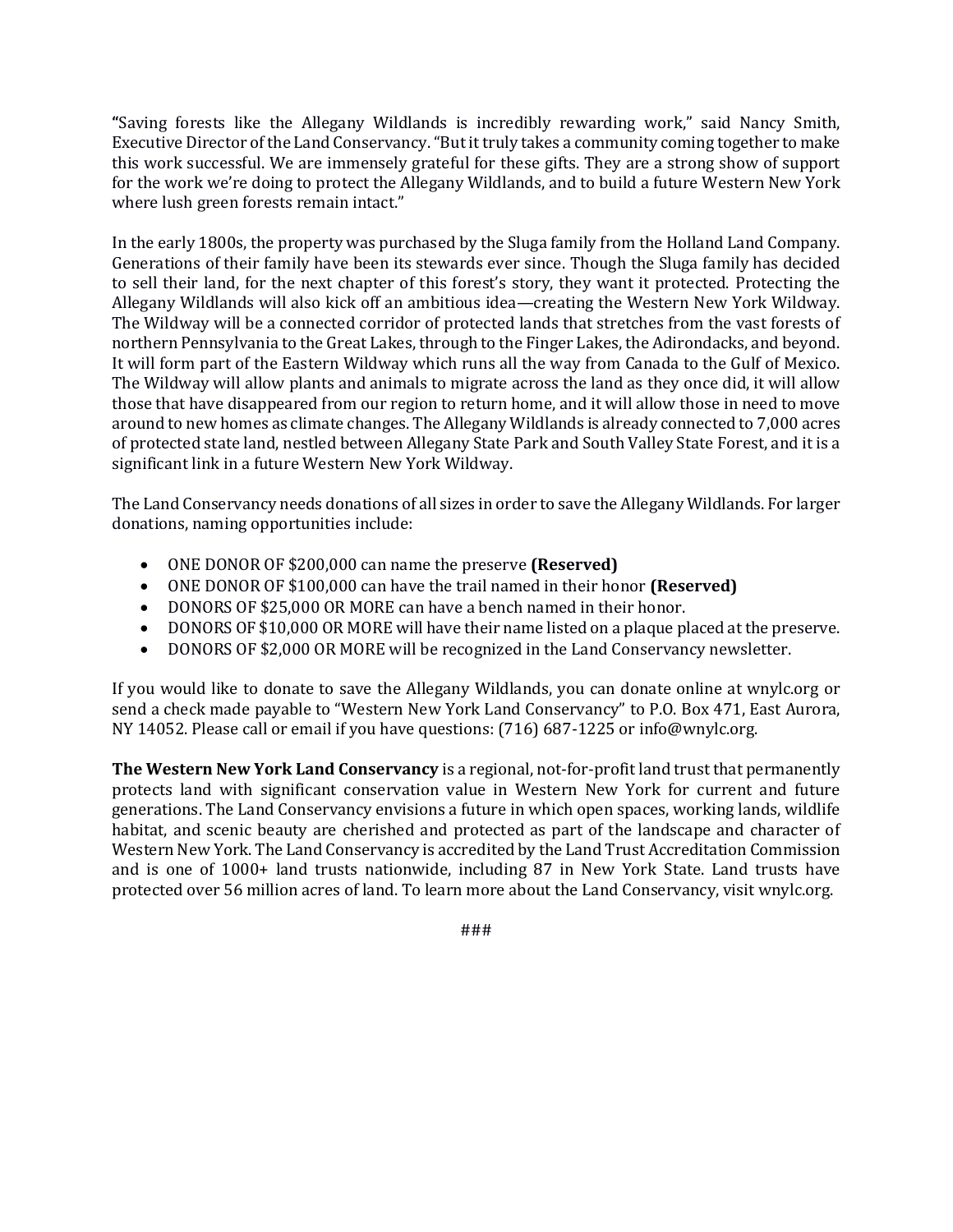"Saving forests like the Allegany Wildlands is incredibly rewarding work," said Nancy Smith, Executive Director of the Land Conservancy. "But it truly takes a community coming together to make this work successful. We are immensely grateful for these gifts. They are a strong show of support for the work we're doing to protect the Allegany Wildlands, and to build a future Western New York where lush green forests remain intact."

In the early 1800s, the property was purchased by the Sluga family from the Holland Land Company. Generations of their family have been its stewards ever since. Though the Sluga family has decided to sell their land, for the next chapter of this forest's story, they want it protected. Protecting the Allegany Wildlands will also kick off an ambitious idea—creating the Western New York Wildway. The Wildway will be a connected corridor of protected lands that stretches from the vast forests of northern Pennsylvania to the Great Lakes, through to the Finger Lakes, the Adirondacks, and beyond. It will form part of the Eastern Wildway which runs all the way from Canada to the Gulf of Mexico. The Wildway will allow plants and animals to migrate across the land as they once did, it will allow those that have disappeared from our region to return home, and it will allow those in need to move around to new homes as climate changes. The Allegany Wildlands is already connected to 7,000 acres of protected state land, nestled between Allegany State Park and South Valley State Forest, and it is a significant link in a future Western New York Wildway.

The Land Conservancy needs donations of all sizes in order to save the Allegany Wildlands. For larger donations, naming opportunities include:

- ONE DONOR OF $200,000 can name the preserve **(Reserved)**
- ONE DONOR OF $100,000 can have the trail named in their honor **(Reserved)**
- DONORS OF $25,000 OR MORE can have a bench named in their honor.
- DONORS OF $10,000 OR MORE will have their name listed on a plaque placed at the preserve.
- DONORS OF $2,000 OR MORE will be recognized in the Land Conservancy newsletter.

If you would like to donate to save the Allegany Wildlands, you can donate online at wnylc.org or send a check made payable to "Western New York Land Conservancy" to P.O. Box 471, East Aurora, NY 14052. Please call or email if you have questions: (716) 687-1225 or info@wnylc.org.

**The Western New York Land Conservancy** is a regional, not-for-profit land trust that permanently protects land with significant conservation value in Western New York for current and future generations. The Land Conservancy envisions a future in which open spaces, working lands, wildlife habitat, and scenic beauty are cherished and protected as part of the landscape and character of Western New York. The Land Conservancy is accredited by the Land Trust Accreditation Commission and is one of 1000+ land trusts nationwide, including 87 in New York State. Land trusts have protected over 56 million acres of land. To learn more about the Land Conservancy, visit wnylc.org.

###